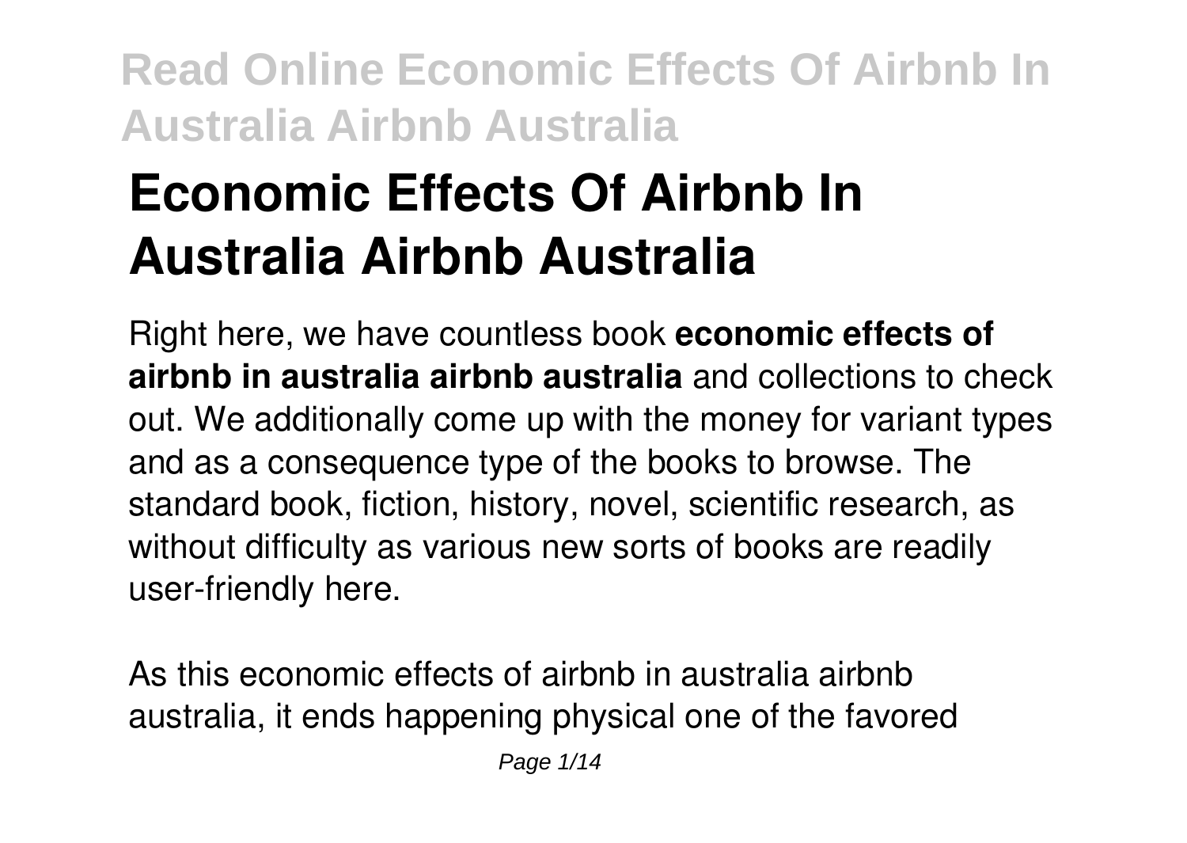# Economic Effects Of Airbnb In Australia Airbnb Australia

Right here, we have countless book **economic effects of airbnb in australia airbnb australia** and collections to check out. We additionally come up with the money for variant types and as a consequence type of the books to browse. The standard book, fiction, history, novel, scientific research, as without difficulty as various new sorts of books are readily user-friendly here.

As this economic effects of airbnb in australia airbnb australia, it ends happening physical one of the favored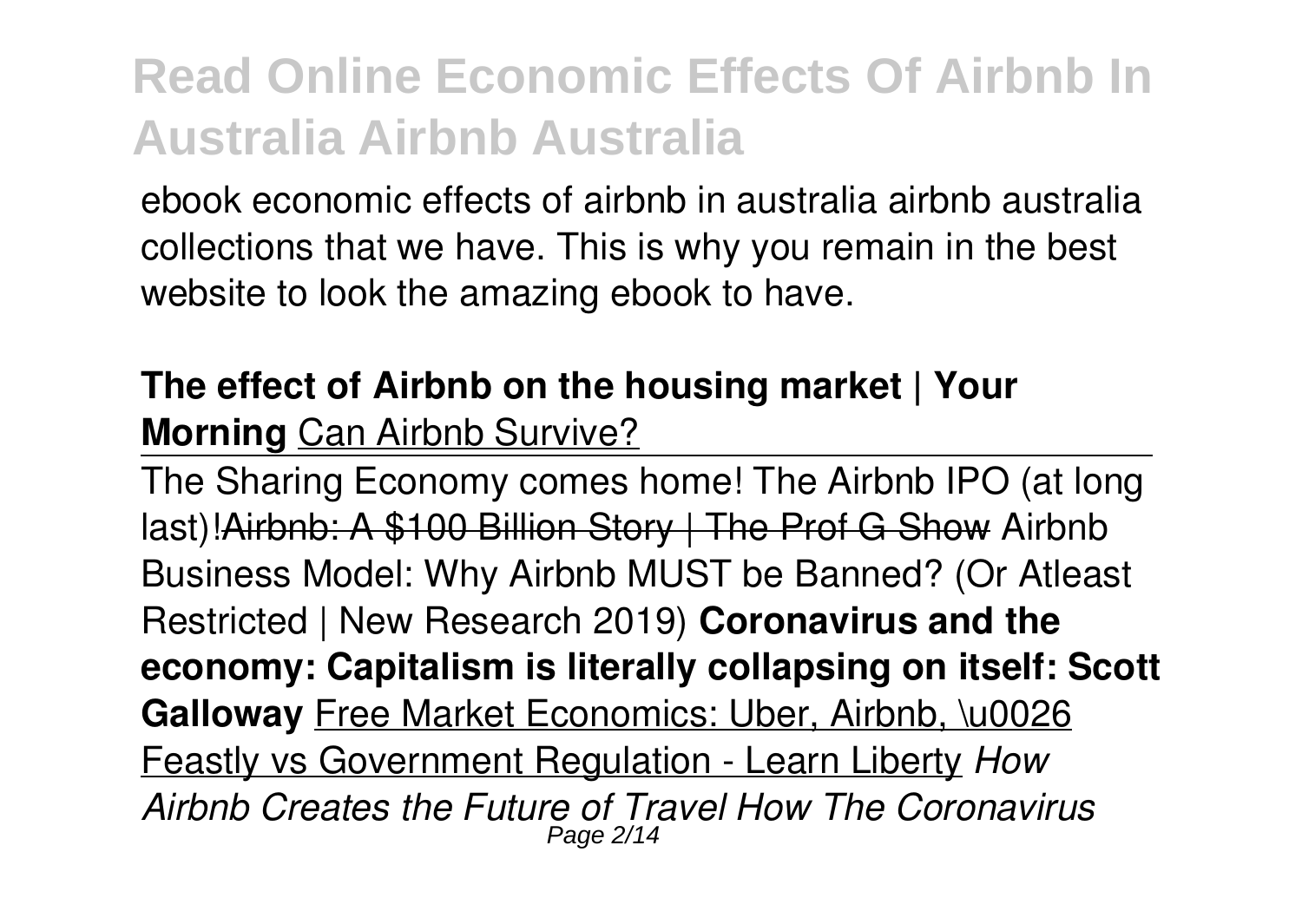ebook economic effects of airbnb in australia airbnb australia collections that we have. This is why you remain in the best website to look the amazing ebook to have.

**The effect of Airbnb on the housing market | Your Morning** Can Airbnb Survive?

The Sharing Economy comes home! The Airbnb IPO (at long last)!~~Airbnb: A $100 Billion Story | The Prof G Show~~ Airbnb Business Model: Why Airbnb MUST be Banned? (Or Atleast Restricted | New Research 2019) **Coronavirus and the economy: Capitalism is literally collapsing on itself: Scott Galloway** Free Market Economics: Uber, Airbnb, \u0026 Feastly vs Government Regulation - Learn Liberty *How Airbnb Creates the Future of Travel How The Coronavirus*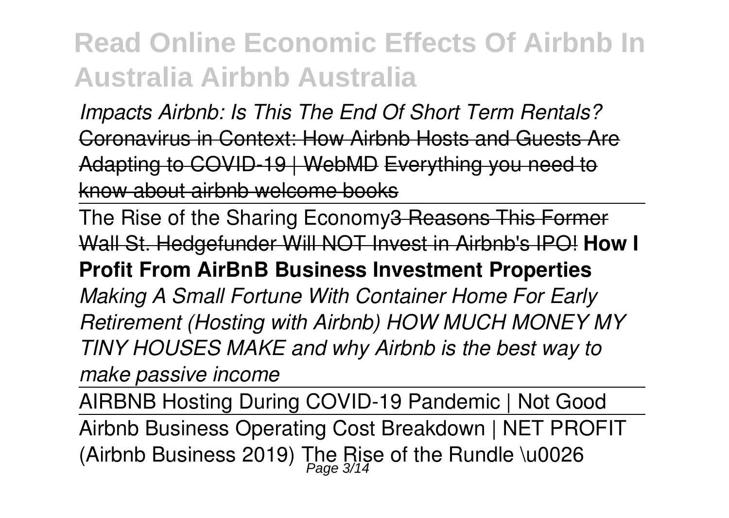*Impacts Airbnb: Is This The End Of Short Term Rentals?* ~~Coronavirus in Context: How Airbnb Hosts and Guests Are Adapting to COVID-19 | WebMD~~ ~~Everything you need to know about airbnb welcome books~~

The Rise of the Sharing Economy~~3 Reasons This Former Wall St. Hedgefunder Will NOT Invest in Airbnb's IPO!~~ **How I Profit From AirBnB Business Investment Properties** *Making A Small Fortune With Container Home For Early Retirement (Hosting with Airbnb) HOW MUCH MONEY MY TINY HOUSES MAKE and why Airbnb is the best way to make passive income*

AIRBNB Hosting During COVID-19 Pandemic | Not Good

Airbnb Business Operating Cost Breakdown | NET PROFIT (Airbnb Business 2019) The Rise of the Rundle \u0026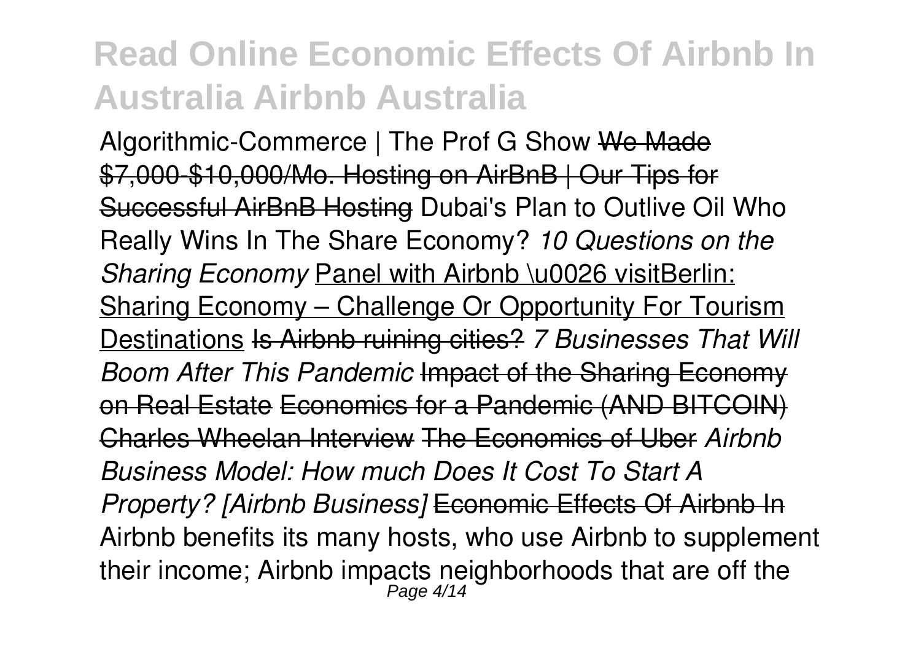Algorithmic-Commerce | The Prof G Show ~~We Made $7,000-$10,000/Mo. Hosting on AirBnB | Our Tips for Successful AirBnB Hosting~~ Dubai's Plan to Outlive Oil Who Really Wins In The Share Economy? *10 Questions on the Sharing Economy* Panel with Airbnb \u0026 visitBerlin: Sharing Economy – Challenge Or Opportunity For Tourism Destinations ~~Is Airbnb ruining cities?~~ *7 Businesses That Will Boom After This Pandemic* ~~Impact of the Sharing Economy on Real Estate~~ ~~Economics for a Pandemic (AND BITCOIN) Charles Wheelan Interview~~ ~~The Economics of Uber~~ *Airbnb Business Model: How much Does It Cost To Start A Property? [Airbnb Business]* ~~Economic Effects Of Airbnb In~~

Airbnb benefits its many hosts, who use Airbnb to supplement their income; Airbnb impacts neighborhoods that are off the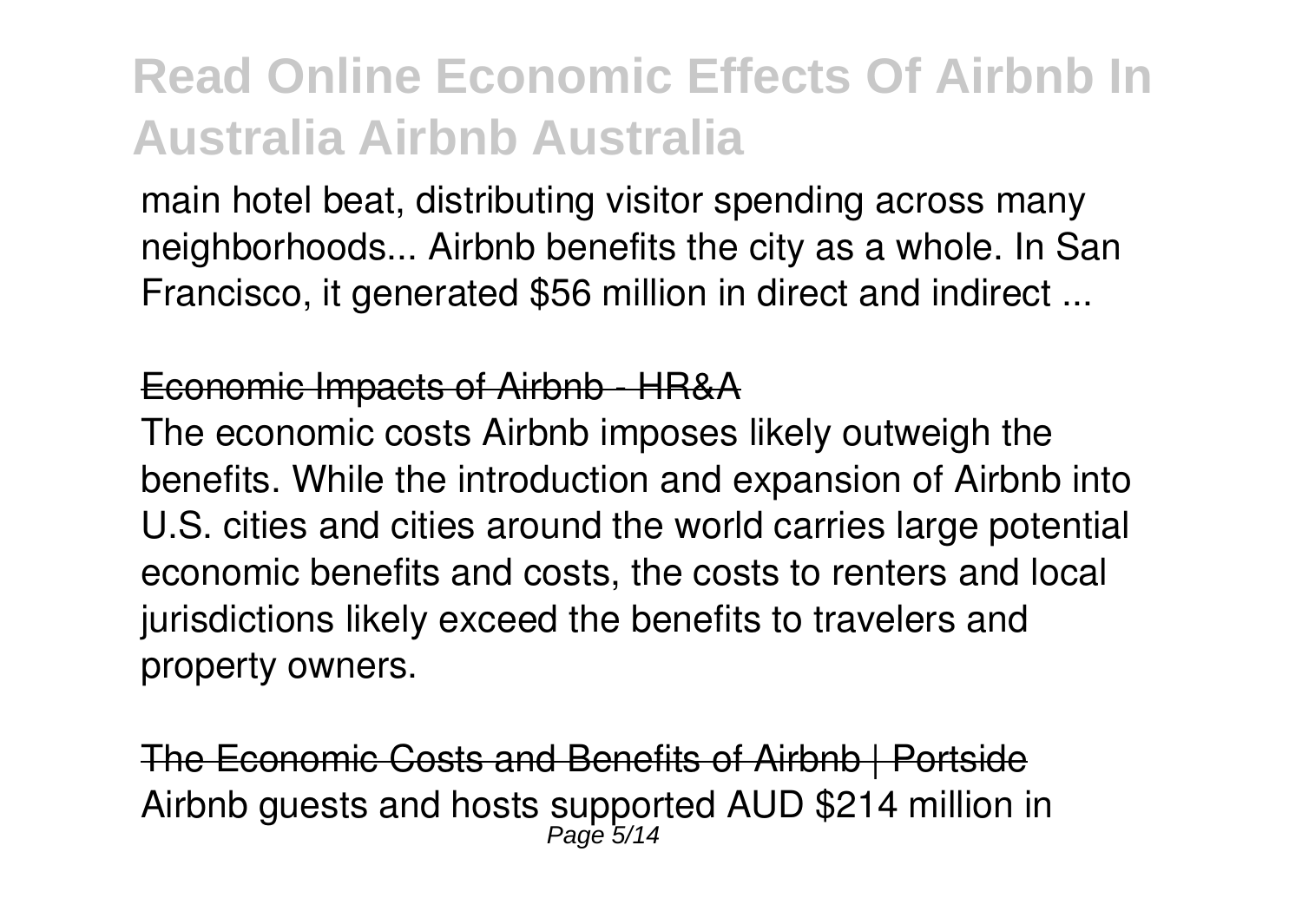main hotel beat, distributing visitor spending across many neighborhoods... Airbnb benefits the city as a whole. In San Francisco, it generated $56 million in direct and indirect ...

Economic Impacts of Airbnb - HR&A

The economic costs Airbnb imposes likely outweigh the benefits. While the introduction and expansion of Airbnb into U.S. cities and cities around the world carries large potential economic benefits and costs, the costs to renters and local jurisdictions likely exceed the benefits to travelers and property owners.

The Economic Costs and Benefits of Airbnb | Portside

Airbnb guests and hosts supported AUD $214 million in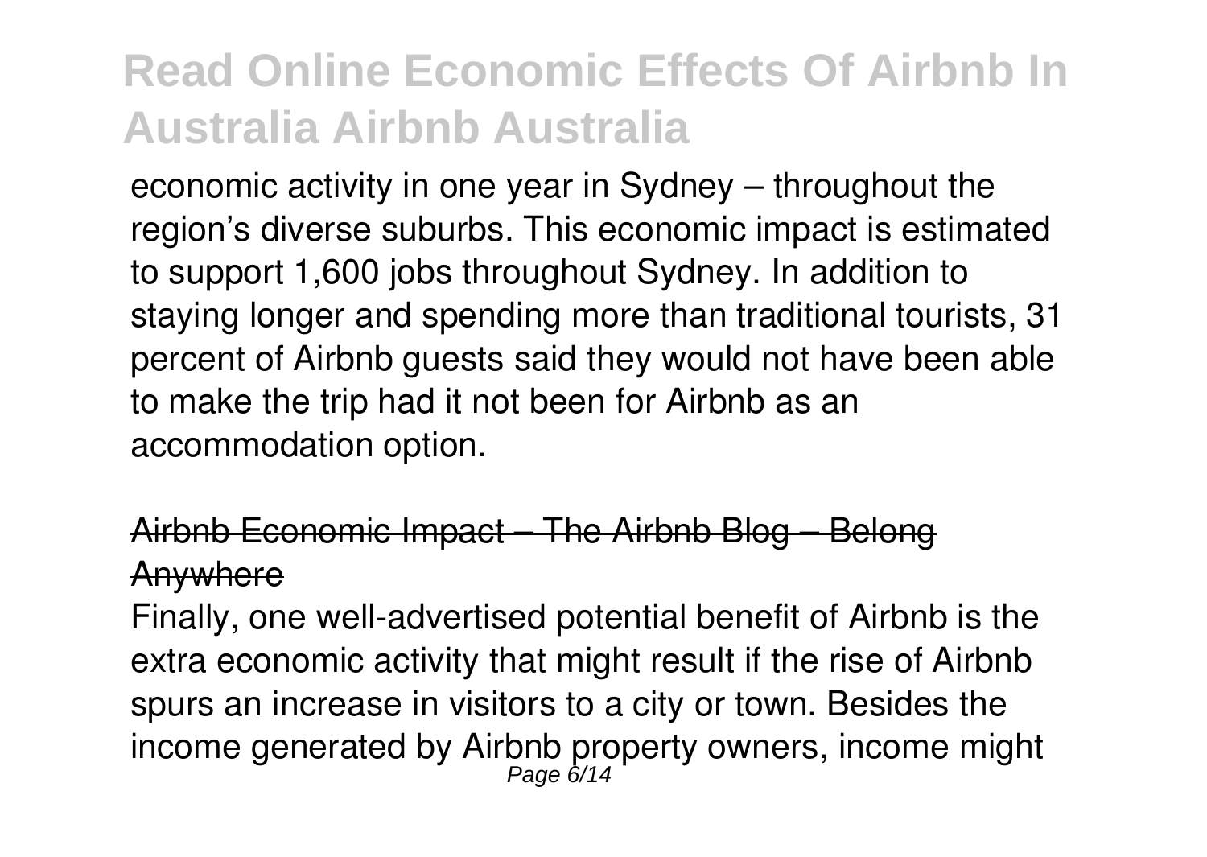economic activity in one year in Sydney – throughout the region's diverse suburbs. This economic impact is estimated to support 1,600 jobs throughout Sydney. In addition to staying longer and spending more than traditional tourists, 31 percent of Airbnb guests said they would not have been able to make the trip had it not been for Airbnb as an accommodation option.

## Airbnb Economic Impact – The Airbnb Blog – Belong Anywhere

Finally, one well-advertised potential benefit of Airbnb is the extra economic activity that might result if the rise of Airbnb spurs an increase in visitors to a city or town. Besides the income generated by Airbnb property owners, income might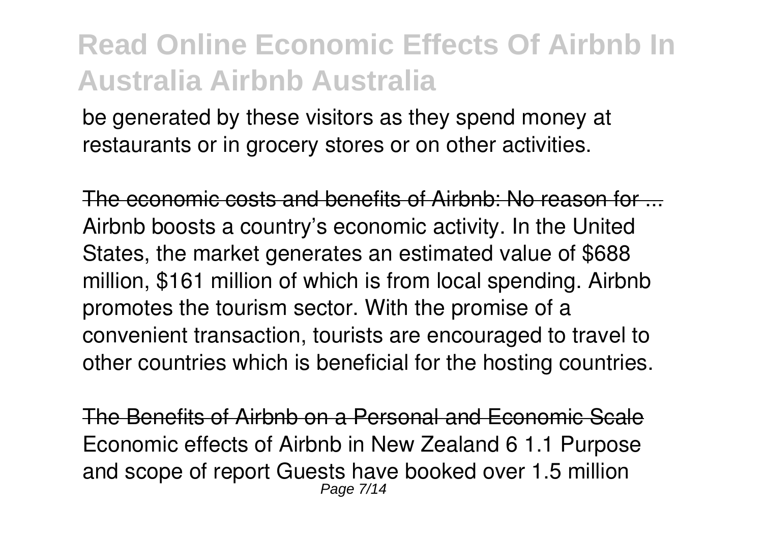be generated by these visitors as they spend money at restaurants or in grocery stores or on other activities.

The economic costs and benefits of Airbnb: No reason for ...
Airbnb boosts a country's economic activity. In the United States, the market generates an estimated value of $688 million, $161 million of which is from local spending. Airbnb promotes the tourism sector. With the promise of a convenient transaction, tourists are encouraged to travel to other countries which is beneficial for the hosting countries.

The Benefits of Airbnb on a Personal and Economic Scale
Economic effects of Airbnb in New Zealand 6 1.1 Purpose and scope of report Guests have booked over 1.5 million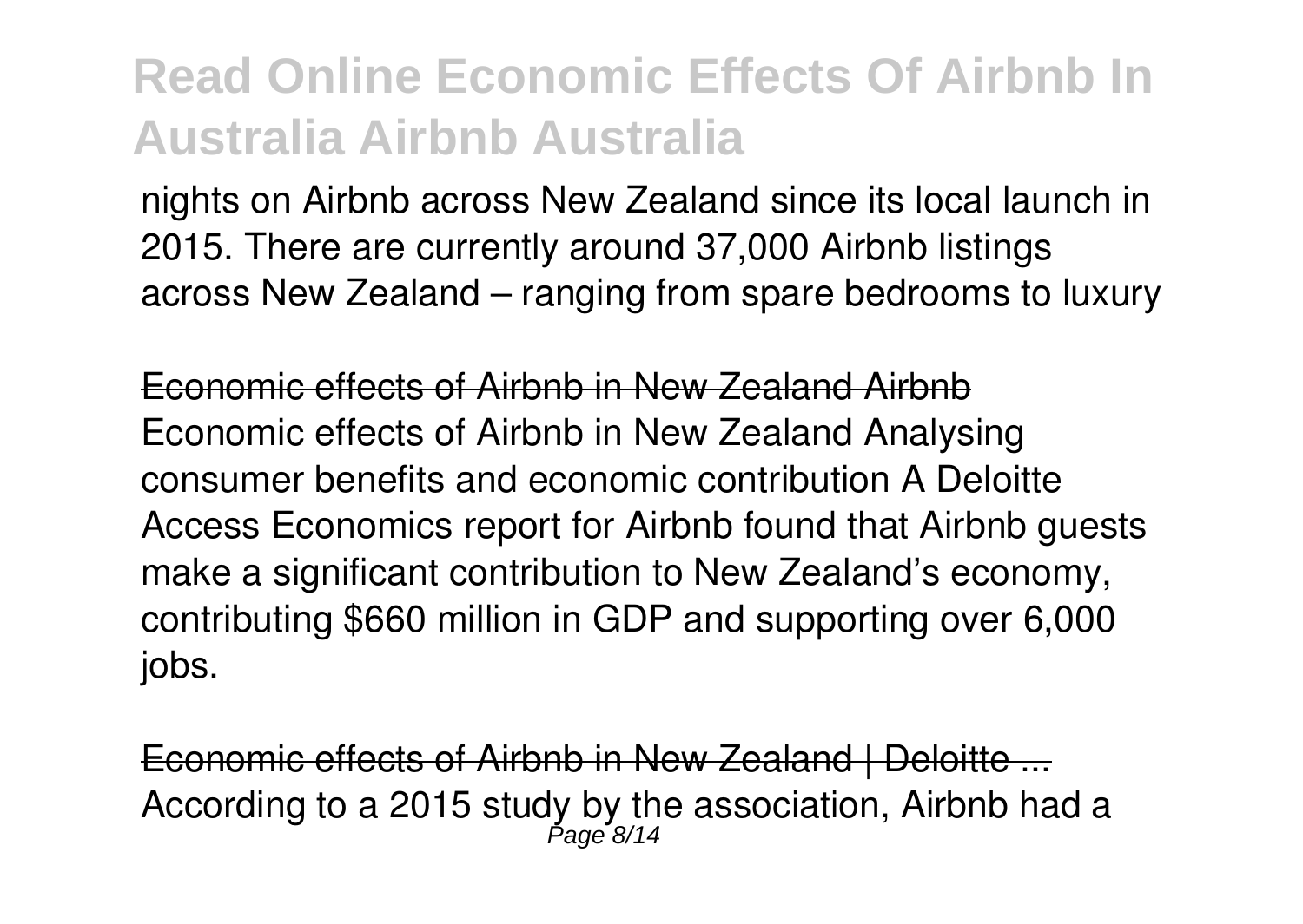nights on Airbnb across New Zealand since its local launch in 2015. There are currently around 37,000 Airbnb listings across New Zealand – ranging from spare bedrooms to luxury

Economic effects of Airbnb in New Zealand Airbnb

Economic effects of Airbnb in New Zealand Analysing consumer benefits and economic contribution A Deloitte Access Economics report for Airbnb found that Airbnb guests make a significant contribution to New Zealand's economy, contributing $660 million in GDP and supporting over 6,000 jobs.

Economic effects of Airbnb in New Zealand | Deloitte ...

According to a 2015 study by the association, Airbnb had a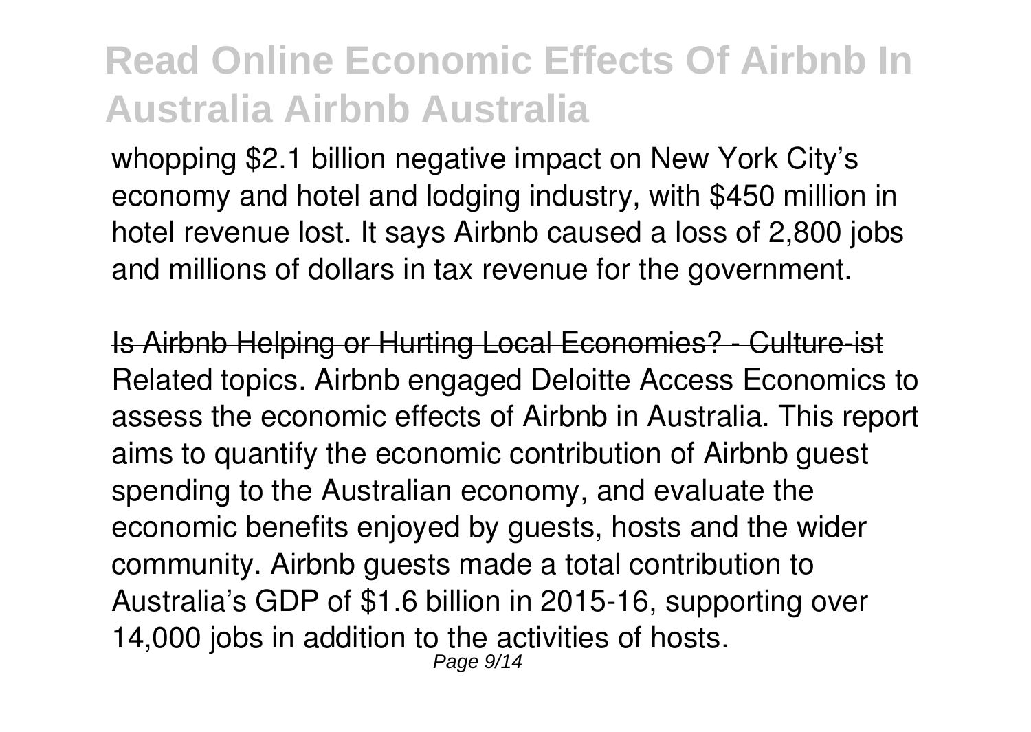whopping $2.1 billion negative impact on New York City's economy and hotel and lodging industry, with $450 million in hotel revenue lost. It says Airbnb caused a loss of 2,800 jobs and millions of dollars in tax revenue for the government.

~~Is Airbnb Helping or Hurting Local Economies? - Culture-ist~~

Related topics. Airbnb engaged Deloitte Access Economics to assess the economic effects of Airbnb in Australia. This report aims to quantify the economic contribution of Airbnb guest spending to the Australian economy, and evaluate the economic benefits enjoyed by guests, hosts and the wider community. Airbnb guests made a total contribution to Australia's GDP of $1.6 billion in 2015-16, supporting over 14,000 jobs in addition to the activities of hosts.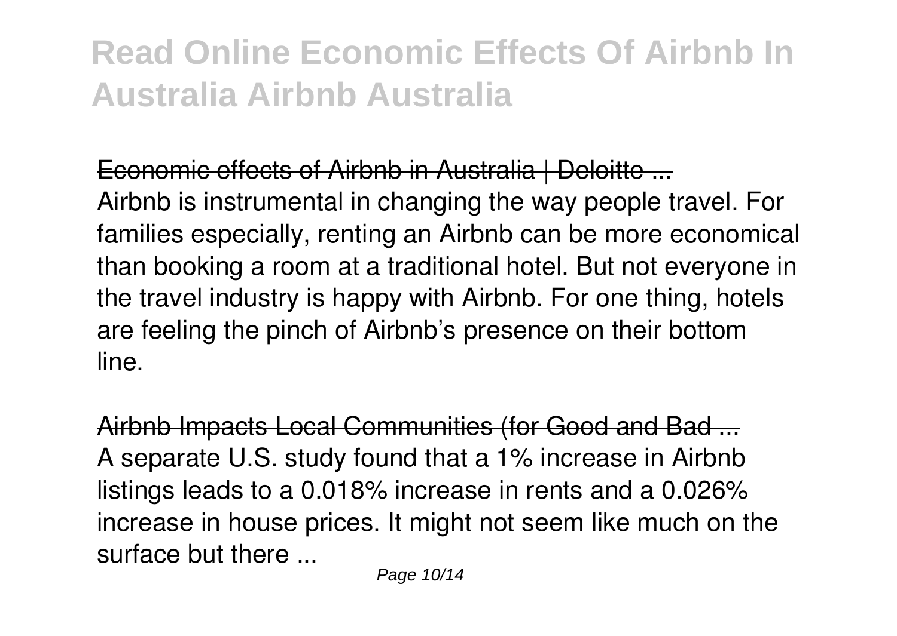# Read Online Economic Effects Of Airbnb In Australia Airbnb Australia

Economic effects of Airbnb in Australia | Deloitte ...

Airbnb is instrumental in changing the way people travel. For families especially, renting an Airbnb can be more economical than booking a room at a traditional hotel. But not everyone in the travel industry is happy with Airbnb. For one thing, hotels are feeling the pinch of Airbnb's presence on their bottom line.

Airbnb Impacts Local Communities (for Good and Bad ...

A separate U.S. study found that a 1% increase in Airbnb listings leads to a 0.018% increase in rents and a 0.026% increase in house prices. It might not seem like much on the surface but there ...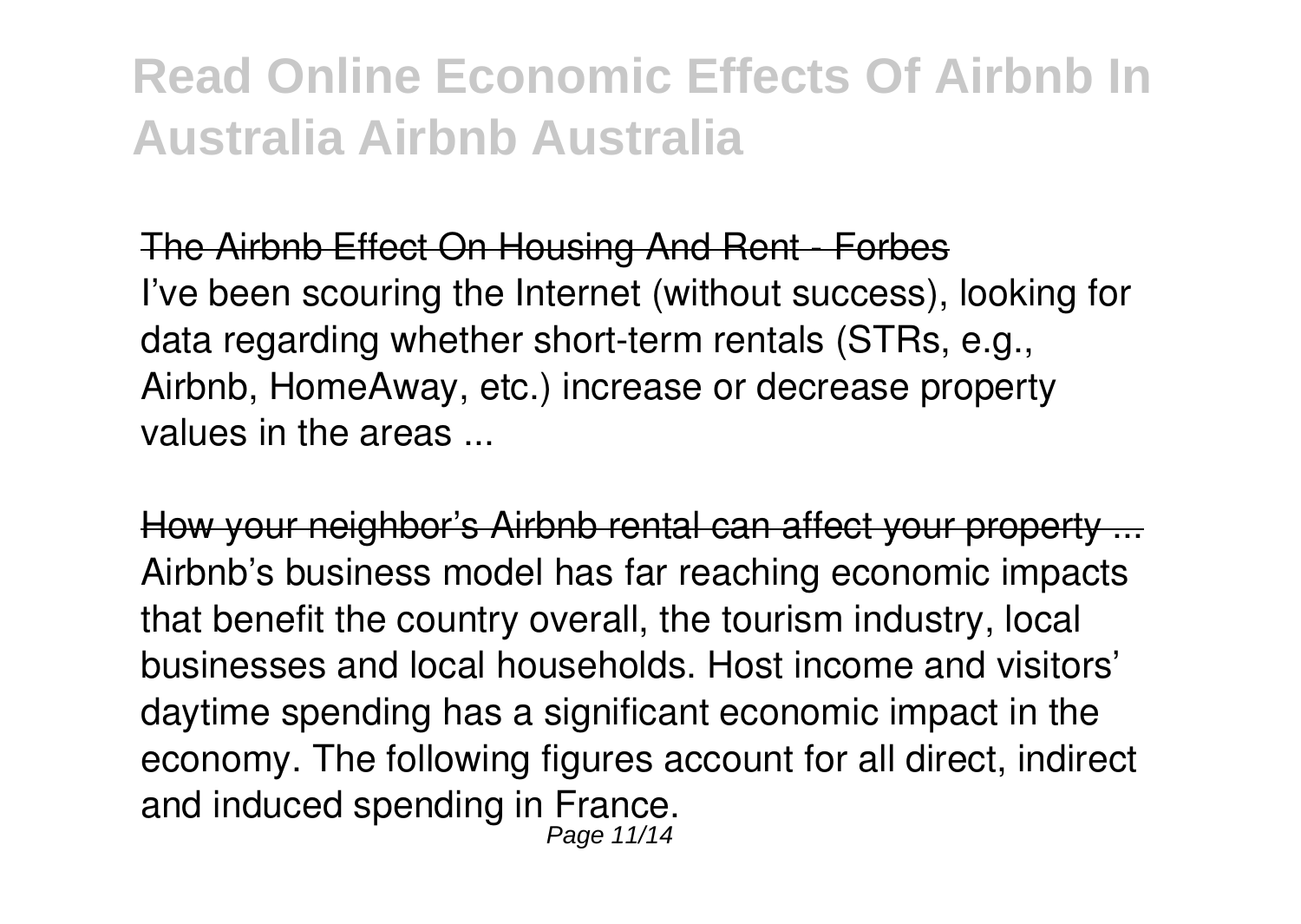The Airbnb Effect On Housing And Rent - Forbes

I've been scouring the Internet (without success), looking for data regarding whether short-term rentals (STRs, e.g., Airbnb, HomeAway, etc.) increase or decrease property values in the areas ...

How your neighbor's Airbnb rental can affect your property ...

Airbnb's business model has far reaching economic impacts that benefit the country overall, the tourism industry, local businesses and local households. Host income and visitors' daytime spending has a significant economic impact in the economy. The following figures account for all direct, indirect and induced spending in France.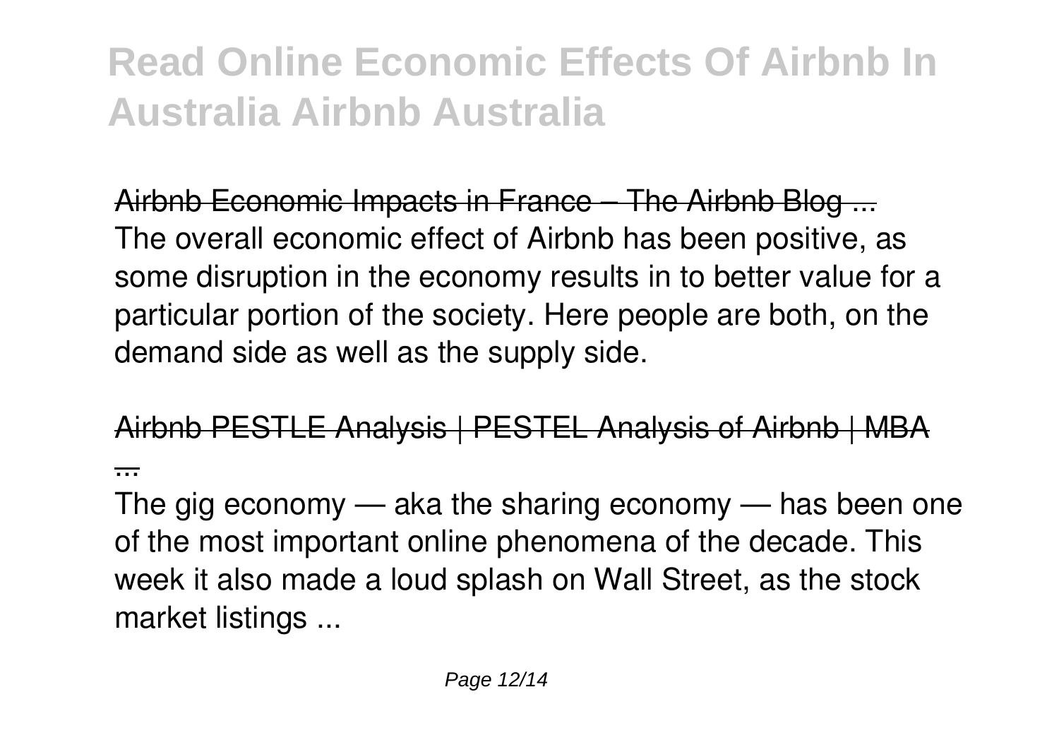Airbnb Economic Impacts in France – The Airbnb Blog ...
The overall economic effect of Airbnb has been positive, as some disruption in the economy results in to better value for a particular portion of the society. Here people are both, on the demand side as well as the supply side.

Airbnb PESTLE Analysis | PESTEL Analysis of Airbnb | MBA ...
The gig economy — aka the sharing economy — has been one of the most important online phenomena of the decade. This week it also made a loud splash on Wall Street, as the stock market listings ...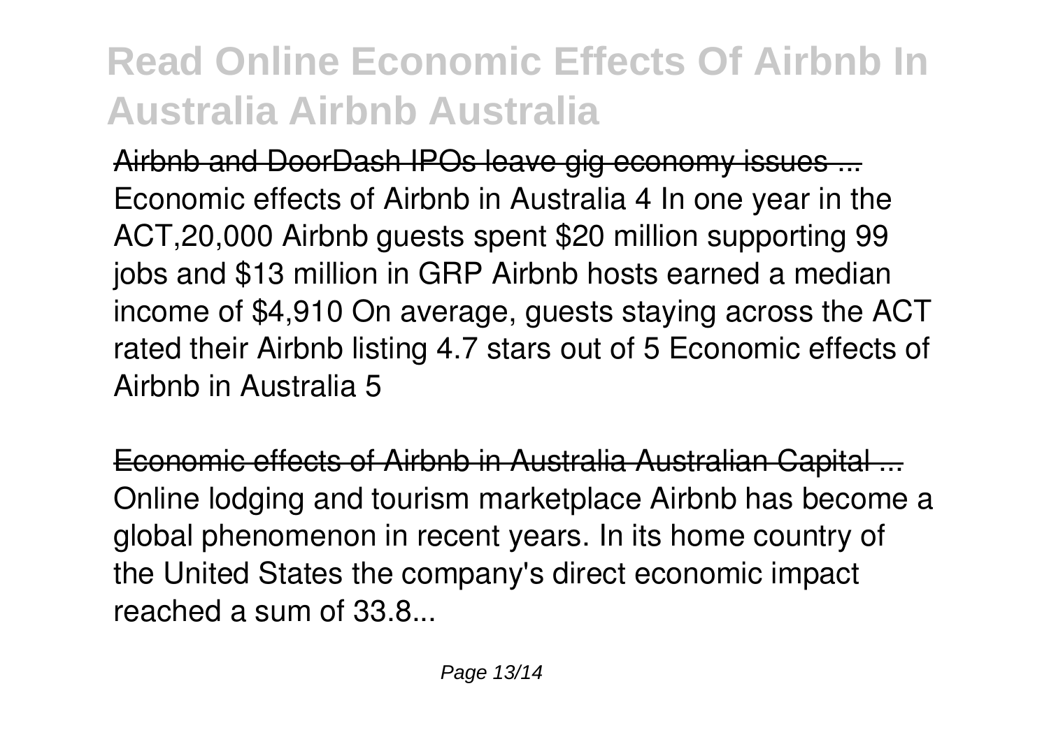Airbnb and DoorDash IPOs leave gig economy issues ...
Economic effects of Airbnb in Australia 4 In one year in the ACT,20,000 Airbnb guests spent $20 million supporting 99 jobs and $13 million in GRP Airbnb hosts earned a median income of $4,910 On average, guests staying across the ACT rated their Airbnb listing 4.7 stars out of 5 Economic effects of Airbnb in Australia 5

Economic effects of Airbnb in Australia Australian Capital ...
Online lodging and tourism marketplace Airbnb has become a global phenomenon in recent years. In its home country of the United States the company's direct economic impact reached a sum of 33.8...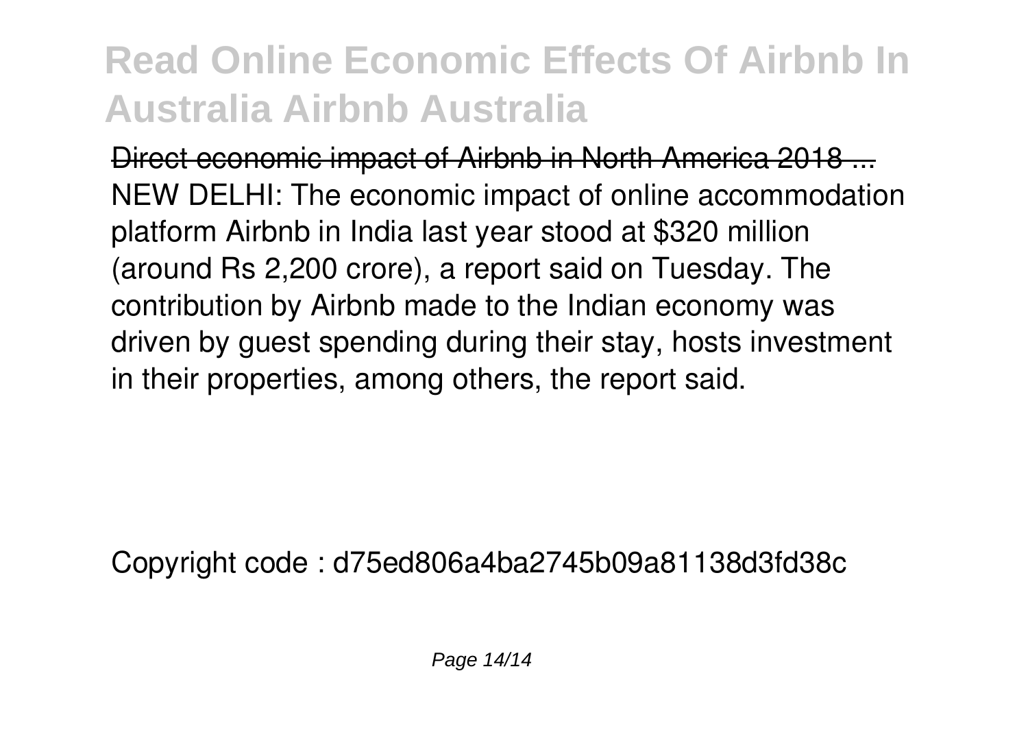Direct economic impact of Airbnb in North America 2018 ...
NEW DELHI: The economic impact of online accommodation platform Airbnb in India last year stood at $320 million (around Rs 2,200 crore), a report said on Tuesday. The contribution by Airbnb made to the Indian economy was driven by guest spending during their stay, hosts investment in their properties, among others, the report said.

Copyright code : d75ed806a4ba2745b09a81138d3fd38c